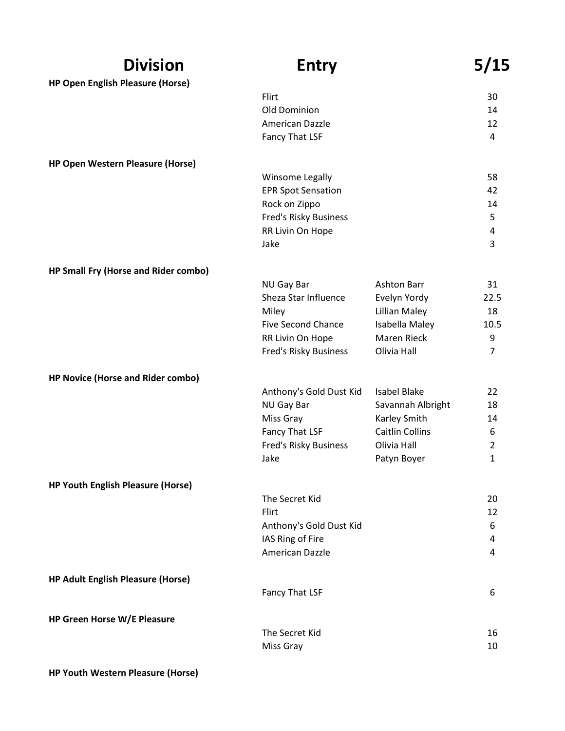| Division | Entry | | 5/15 |
|---|---|---|---|
| **HP Open English Pleasure (Horse)** | | | |
| | Flirt | | 30 |
| | Old Dominion | | 14 |
| | American Dazzle | | 12 |
| | Fancy That LSF | | 4 |
| **HP Open Western Pleasure (Horse)** | | | |
| | Winsome Legally | | 58 |
| | EPR Spot Sensation | | 42 |
| | Rock on Zippo | | 14 |
| | Fred's Risky Business | | 5 |
| | RR Livin On Hope | | 4 |
| | Jake | | 3 |
| **HP Small Fry (Horse and Rider combo)** | | | |
| | NU Gay Bar | Ashton Barr | 31 |
| | Sheza Star Influence | Evelyn Yordy | 22.5 |
| | Miley | Lillian Maley | 18 |
| | Five Second Chance | Isabella Maley | 10.5 |
| | RR Livin On Hope | Maren Rieck | 9 |
| | Fred's Risky Business | Olivia Hall | 7 |
| **HP Novice (Horse and Rider combo)** | | | |
| | Anthony's Gold Dust Kid | Isabel Blake | 22 |
| | NU Gay Bar | Savannah Albright | 18 |
| | Miss Gray | Karley Smith | 14 |
| | Fancy That LSF | Caitlin Collins | 6 |
| | Fred's Risky Business | Olivia Hall | 2 |
| | Jake | Patyn Boyer | 1 |
| **HP Youth English Pleasure (Horse)** | | | |
| | The Secret Kid | | 20 |
| | Flirt | | 12 |
| | Anthony's Gold Dust Kid | | 6 |
| | IAS Ring of Fire | | 4 |
| | American Dazzle | | 4 |
| **HP Adult English Pleasure (Horse)** | | | |
| | Fancy That LSF | | 6 |
| **HP Green Horse W/E Pleasure** | | | |
| | The Secret Kid | | 16 |
| | Miss Gray | | 10 |
| **HP Youth Western Pleasure (Horse)** | | | |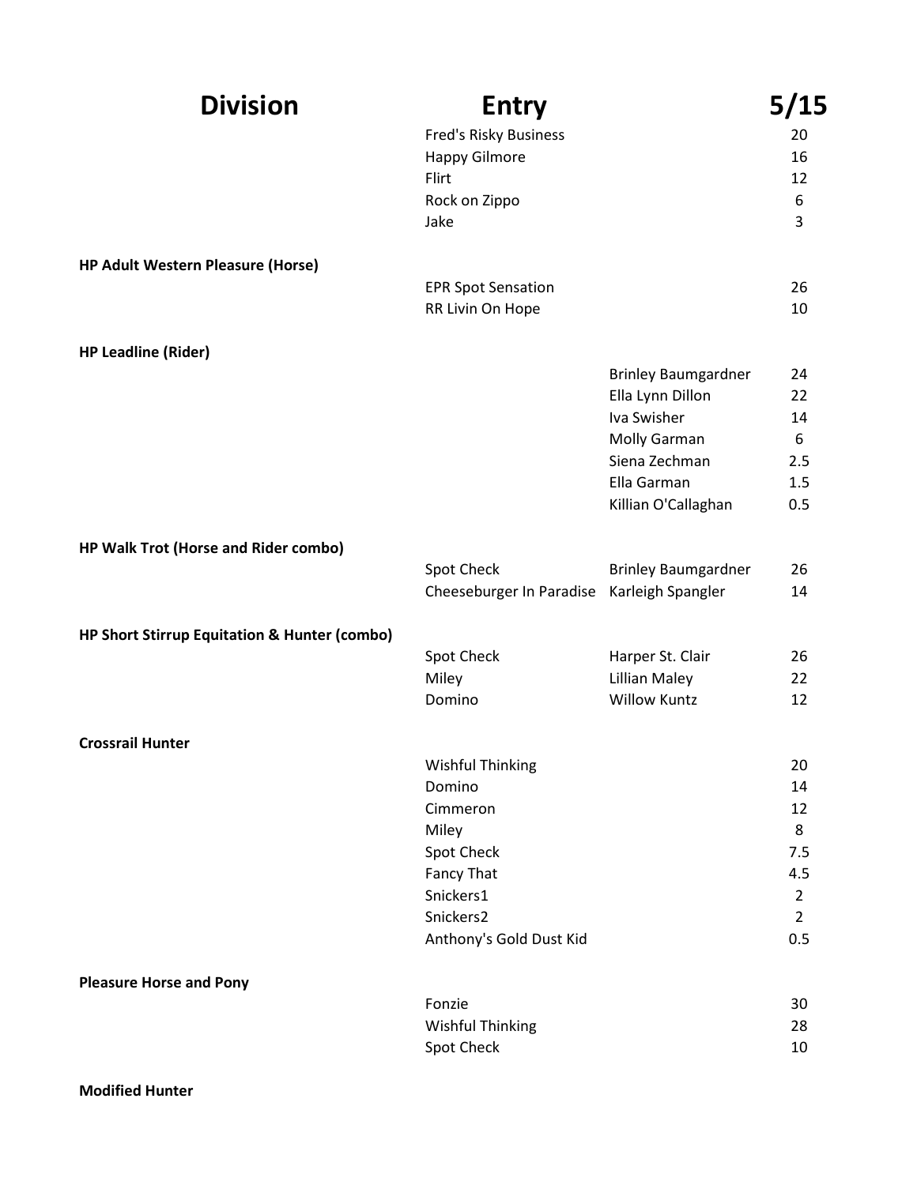| Division | Entry | | 5/15 |
|---|---|---|---|
| | Fred's Risky Business | | 20 |
| | Happy Gilmore | | 16 |
| | Flirt | | 12 |
| | Rock on Zippo | | 6 |
| | Jake | | 3 |
| **HP Adult Western Pleasure (Horse)** | | | |
| | EPR Spot Sensation | | 26 |
| | RR Livin On Hope | | 10 |
| **HP Leadline (Rider)** | | | |
| | | Brinley Baumgardner | 24 |
| | | Ella Lynn Dillon | 22 |
| | | Iva Swisher | 14 |
| | | Molly Garman | 6 |
| | | Siena Zechman | 2.5 |
| | | Ella Garman | 1.5 |
| | | Killian O'Callaghan | 0.5 |
| **HP Walk Trot (Horse and Rider combo)** | | | |
| | Spot Check | Brinley Baumgardner | 26 |
| | Cheeseburger In Paradise | Karleigh Spangler | 14 |
| **HP Short Stirrup Equitation & Hunter (combo)** | | | |
| | Spot Check | Harper St. Clair | 26 |
| | Miley | Lillian Maley | 22 |
| | Domino | Willow Kuntz | 12 |
| **Crossrail Hunter** | | | |
| | Wishful Thinking | | 20 |
| | Domino | | 14 |
| | Cimmeron | | 12 |
| | Miley | | 8 |
| | Spot Check | | 7.5 |
| | Fancy That | | 4.5 |
| | Snickers1 | | 2 |
| | Snickers2 | | 2 |
| | Anthony's Gold Dust Kid | | 0.5 |
| **Pleasure Horse and Pony** | | | |
| | Fonzie | | 30 |
| | Wishful Thinking | | 28 |
| | Spot Check | | 10 |
| **Modified Hunter** | | | |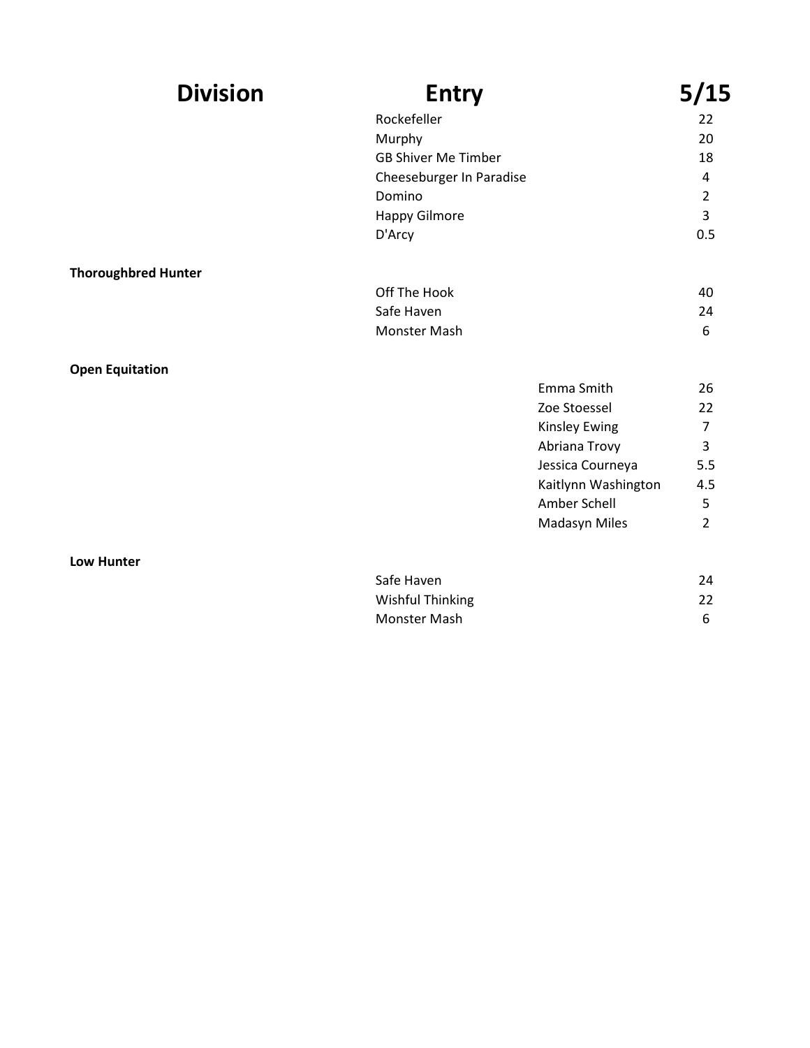| Division | Entry | | 5/15 |
|---|---|---|---|
| | Rockefeller | | 22 |
| | Murphy | | 20 |
| | GB Shiver Me Timber | | 18 |
| | Cheeseburger In Paradise | | 4 |
| | Domino | | 2 |
| | Happy Gilmore | | 3 |
| | D'Arcy | | 0.5 |
| **Thoroughbred Hunter** | | | |
| | Off The Hook | | 40 |
| | Safe Haven | | 24 |
| | Monster Mash | | 6 |
| **Open Equitation** | | | |
| | | Emma Smith | 26 |
| | | Zoe Stoessel | 22 |
| | | Kinsley Ewing | 7 |
| | | Abriana Trovy | 3 |
| | | Jessica Courneya | 5.5 |
| | | Kaitlynn Washington | 4.5 |
| | | Amber Schell | 5 |
| | | Madasyn Miles | 2 |
| **Low Hunter** | | | |
| | Safe Haven | | 24 |
| | Wishful Thinking | | 22 |
| | Monster Mash | | 6 |